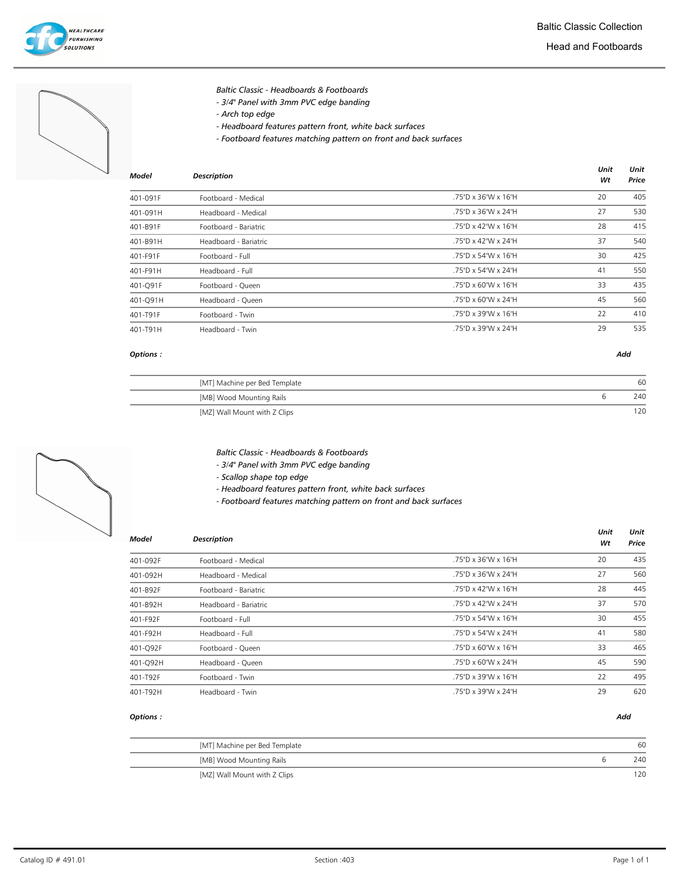# Baltic Classic Collection

## Head and Footboards

*Baltic Classic - Headboards & Footboards*
- *3/4" Panel with 3mm PVC edge banding*
- *Arch top edge*
- *Headboard features pattern front, white back surfaces*
- *Footboard features matching pattern on front and back surfaces*

| Model | Description | | Unit Wt | Unit Price |
|---|---|---|---|---|
| 401-091F | Footboard - Medical | .75'D x 36'W x 16'H | 20 | 405 |
| 401-091H | Headboard - Medical | .75'D x 36'W x 24'H | 27 | 530 |
| 401-B91F | Footboard - Bariatric | .75'D x 42'W x 16'H | 28 | 415 |
| 401-B91H | Headboard - Bariatric | .75'D x 42'W x 24'H | 37 | 540 |
| 401-F91F | Footboard - Full | .75'D x 54'W x 16'H | 30 | 425 |
| 401-F91H | Headboard - Full | .75'D x 54'W x 24'H | 41 | 550 |
| 401-Q91F | Footboard - Queen | .75'D x 60'W x 16'H | 33 | 435 |
| 401-Q91H | Headboard - Queen | .75'D x 60'W x 24'H | 45 | 560 |
| 401-T91F | Footboard - Twin | .75'D x 39'W x 16'H | 22 | 410 |
| 401-T91H | Headboard - Twin | .75'D x 39'W x 24'H | 29 | 535 |

**Options :**

| | | | Add |
|---|---|---|---|
| | [MT] Machine per Bed Template | | 60 |
| | [MB] Wood Mounting Rails | 6 | 240 |
| | [MZ] Wall Mount with Z Clips | | 120 |

*Baltic Classic - Headboards & Footboards*
- *3/4" Panel with 3mm PVC edge banding*
- *Scallop shape top edge*
- *Headboard features pattern front, white back surfaces*
- *Footboard features matching pattern on front and back surfaces*

| Model | Description | | Unit Wt | Unit Price |
|---|---|---|---|---|
| 401-092F | Footboard - Medical | .75'D x 36'W x 16'H | 20 | 435 |
| 401-092H | Headboard - Medical | .75'D x 36'W x 24'H | 27 | 560 |
| 401-B92F | Footboard - Bariatric | .75'D x 42'W x 16'H | 28 | 445 |
| 401-B92H | Headboard - Bariatric | .75'D x 42'W x 24'H | 37 | 570 |
| 401-F92F | Footboard - Full | .75'D x 54'W x 16'H | 30 | 455 |
| 401-F92H | Headboard - Full | .75'D x 54'W x 24'H | 41 | 580 |
| 401-Q92F | Footboard - Queen | .75'D x 60'W x 16'H | 33 | 465 |
| 401-Q92H | Headboard - Queen | .75'D x 60'W x 24'H | 45 | 590 |
| 401-T92F | Footboard - Twin | .75'D x 39'W x 16'H | 22 | 495 |
| 401-T92H | Headboard - Twin | .75'D x 39'W x 24'H | 29 | 620 |

**Options :**

| | | | Add |
|---|---|---|---|
| | [MT] Machine per Bed Template | | 60 |
| | [MB] Wood Mounting Rails | 6 | 240 |
| | [MZ] Wall Mount with Z Clips | | 120 |

Catalog ID # 491.01 Section :403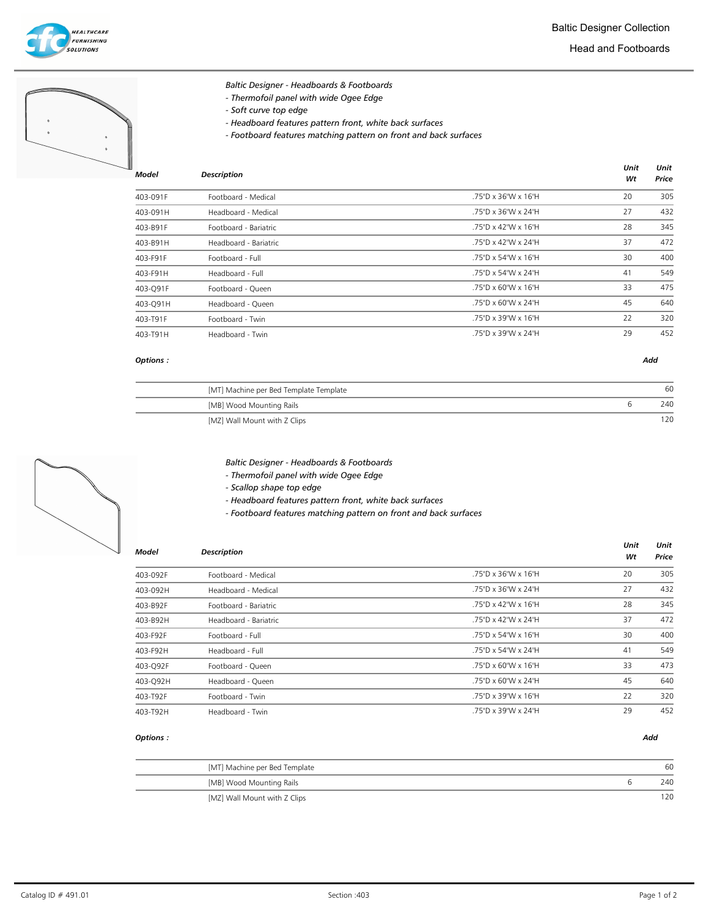*Baltic Designer - Headboards & Footboards*
*- Thermofoil panel with wide Ogee Edge*
*- Soft curve top edge*
*- Headboard features pattern front, white back surfaces*
*- Footboard features matching pattern on front and back surfaces*

| ***Model*** | ***Description*** | | ***Unit Wt*** | ***Unit Price*** |
|---|---|---|---|---|
| 403-091F | Footboard - Medical | .75'D x 36'W x 16'H | 20 | 305 |
| 403-091H | Headboard - Medical | .75'D x 36'W x 24'H | 27 | 432 |
| 403-B91F | Footboard - Bariatric | .75'D x 42'W x 16'H | 28 | 345 |
| 403-B91H | Headboard - Bariatric | .75'D x 42'W x 24'H | 37 | 472 |
| 403-F91F | Footboard - Full | .75'D x 54'W x 16'H | 30 | 400 |
| 403-F91H | Headboard - Full | .75'D x 54'W x 24'H | 41 | 549 |
| 403-Q91F | Footboard - Queen | .75'D x 60'W x 16'H | 33 | 475 |
| 403-Q91H | Headboard - Queen | .75'D x 60'W x 24'H | 45 | 640 |
| 403-T91F | Footboard - Twin | .75'D x 39'W x 16'H | 22 | 320 |
| 403-T91H | Headboard - Twin | .75'D x 39'W x 24'H | 29 | 452 |

***Options :***

| | | | ***Add*** |
|---|---|---|---|
| | [MT] Machine per Bed Template Template | | 60 |
| | [MB] Wood Mounting Rails | 6 | 240 |
| | [MZ] Wall Mount with Z Clips | | 120 |

*Baltic Designer - Headboards & Footboards*
*- Thermofoil panel with wide Ogee Edge*
*- Scallop shape top edge*
*- Headboard features pattern front, white back surfaces*
*- Footboard features matching pattern on front and back surfaces*

| ***Model*** | ***Description*** | | ***Unit Wt*** | ***Unit Price*** |
|---|---|---|---|---|
| 403-092F | Footboard - Medical | .75'D x 36'W x 16'H | 20 | 305 |
| 403-092H | Headboard - Medical | .75'D x 36'W x 24'H | 27 | 432 |
| 403-B92F | Footboard - Bariatric | .75'D x 42'W x 16'H | 28 | 345 |
| 403-B92H | Headboard - Bariatric | .75'D x 42'W x 24'H | 37 | 472 |
| 403-F92F | Footboard - Full | .75'D x 54'W x 16'H | 30 | 400 |
| 403-F92H | Headboard - Full | .75'D x 54'W x 24'H | 41 | 549 |
| 403-Q92F | Footboard - Queen | .75'D x 60'W x 16'H | 33 | 473 |
| 403-Q92H | Headboard - Queen | .75'D x 60'W x 24'H | 45 | 640 |
| 403-T92F | Footboard - Twin | .75'D x 39'W x 16'H | 22 | 320 |
| 403-T92H | Headboard - Twin | .75'D x 39'W x 24'H | 29 | 452 |

***Options :***

| | | | ***Add*** |
|---|---|---|---|
| | [MT] Machine per Bed Template | | 60 |
| | [MB] Wood Mounting Rails | 6 | 240 |
| | [MZ] Wall Mount with Z Clips | | 120 |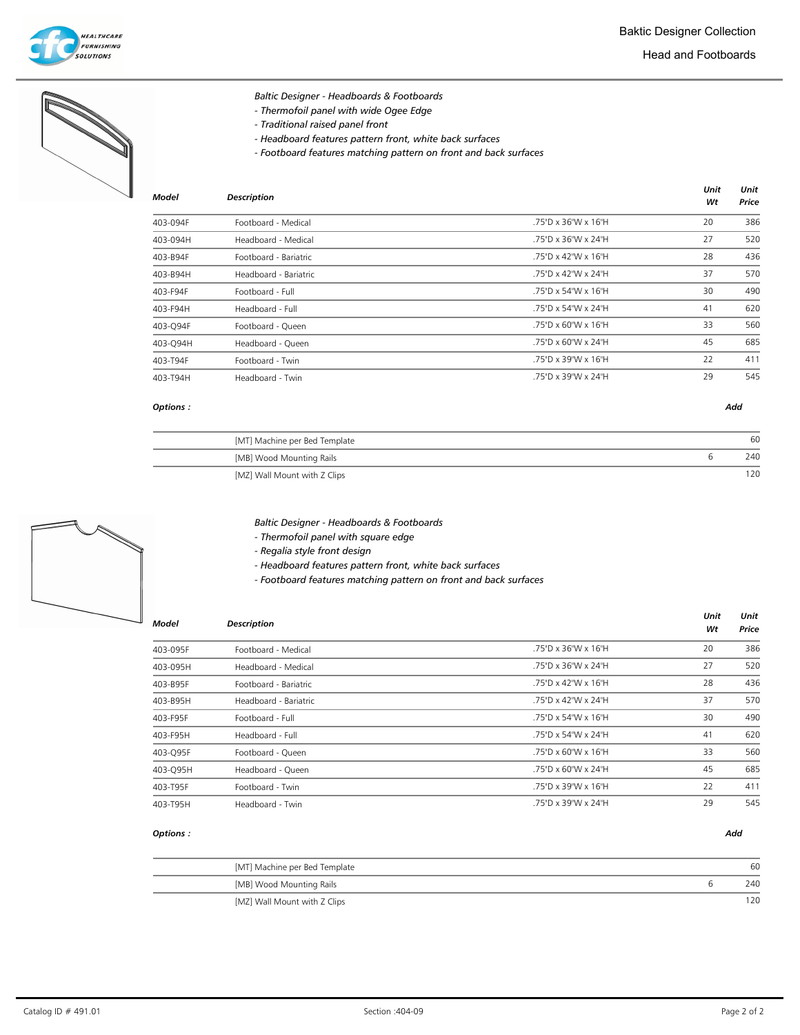*Baltic Designer - Headboards & Footboards*

*- Thermofoil panel with wide Ogee Edge*
*- Traditional raised panel front*
*- Headboard features pattern front, white back surfaces*
*- Footboard features matching pattern on front and back surfaces*

| Model | Description | | Unit Wt | Unit Price |
|---|---|---|---|---|
| 403-094F | Footboard - Medical | .75'D x 36'W x 16'H | 20 | 386 |
| 403-094H | Headboard - Medical | .75'D x 36'W x 24'H | 27 | 520 |
| 403-B94F | Footboard - Bariatric | .75'D x 42'W x 16'H | 28 | 436 |
| 403-B94H | Headboard - Bariatric | .75'D x 42'W x 24'H | 37 | 570 |
| 403-F94F | Footboard - Full | .75'D x 54'W x 16'H | 30 | 490 |
| 403-F94H | Headboard - Full | .75'D x 54'W x 24'H | 41 | 620 |
| 403-Q94F | Footboard - Queen | .75'D x 60'W x 16'H | 33 | 560 |
| 403-Q94H | Headboard - Queen | .75'D x 60'W x 24'H | 45 | 685 |
| 403-T94F | Footboard - Twin | .75'D x 39'W x 16'H | 22 | 411 |
| 403-T94H | Headboard - Twin | .75'D x 39'W x 24'H | 29 | 545 |

***Options :***

| | | Add |
|---|---|---|
| [MT] Machine per Bed Template | | 60 |
| [MB] Wood Mounting Rails | 6 | 240 |
| [MZ] Wall Mount with Z Clips | | 120 |

*Baltic Designer - Headboards & Footboards*

*- Thermofoil panel with square edge*
*- Regalia style front design*
*- Headboard features pattern front, white back surfaces*
*- Footboard features matching pattern on front and back surfaces*

| Model | Description | | Unit Wt | Unit Price |
|---|---|---|---|---|
| 403-095F | Footboard - Medical | .75'D x 36'W x 16'H | 20 | 386 |
| 403-095H | Headboard - Medical | .75'D x 36'W x 24'H | 27 | 520 |
| 403-B95F | Footboard - Bariatric | .75'D x 42'W x 16'H | 28 | 436 |
| 403-B95H | Headboard - Bariatric | .75'D x 42'W x 24'H | 37 | 570 |
| 403-F95F | Footboard - Full | .75'D x 54'W x 16'H | 30 | 490 |
| 403-F95H | Headboard - Full | .75'D x 54'W x 24'H | 41 | 620 |
| 403-Q95F | Footboard - Queen | .75'D x 60'W x 16'H | 33 | 560 |
| 403-Q95H | Headboard - Queen | .75'D x 60'W x 24'H | 45 | 685 |
| 403-T95F | Footboard - Twin | .75'D x 39'W x 16'H | 22 | 411 |
| 403-T95H | Headboard - Twin | .75'D x 39'W x 24'H | 29 | 545 |

***Options :***

| | | Add |
|---|---|---|
| [MT] Machine per Bed Template | | 60 |
| [MB] Wood Mounting Rails | 6 | 240 |
| [MZ] Wall Mount with Z Clips | | 120 |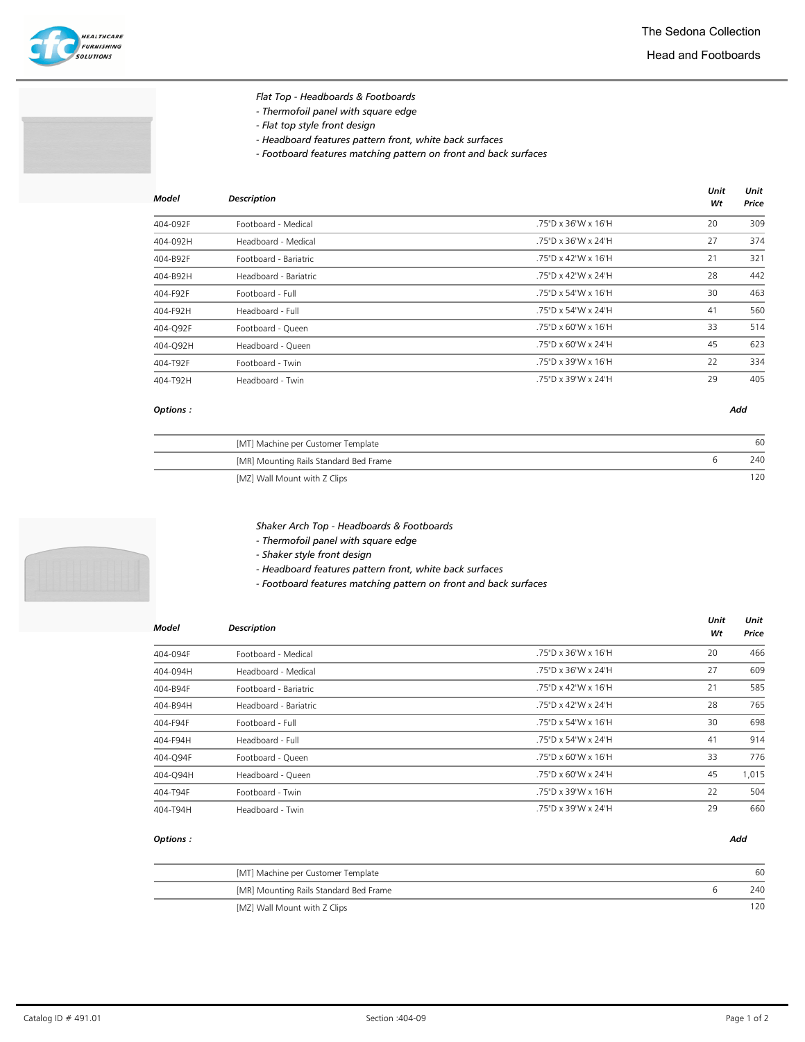# The Sedona Collection

## Head and Footboards

*Flat Top - Headboards & Footboards*
*- Thermofoil panel with square edge*
*- Flat top style front design*
*- Headboard features pattern front, white back surfaces*
*- Footboard features matching pattern on front and back surfaces*

| Model | Description | | Unit Wt | Unit Price |
|---|---|---|---|---|
| 404-092F | Footboard - Medical | .75'D x 36'W x 16'H | 20 | 309 |
| 404-092H | Headboard - Medical | .75'D x 36'W x 24'H | 27 | 374 |
| 404-B92F | Footboard - Bariatric | .75'D x 42'W x 16'H | 21 | 321 |
| 404-B92H | Headboard - Bariatric | .75'D x 42'W x 24'H | 28 | 442 |
| 404-F92F | Footboard - Full | .75'D x 54'W x 16'H | 30 | 463 |
| 404-F92H | Headboard - Full | .75'D x 54'W x 24'H | 41 | 560 |
| 404-Q92F | Footboard - Queen | .75'D x 60'W x 16'H | 33 | 514 |
| 404-Q92H | Headboard - Queen | .75'D x 60'W x 24'H | 45 | 623 |
| 404-T92F | Footboard - Twin | .75'D x 39'W x 16'H | 22 | 334 |
| 404-T92H | Headboard - Twin | .75'D x 39'W x 24'H | 29 | 405 |

**Options :**

| | Option | Wt | Add |
|---|---|---|---|
| | [MT] Machine per Customer Template | | 60 |
| | [MR] Mounting Rails Standard Bed Frame | 6 | 240 |
| | [MZ] Wall Mount with Z Clips | | 120 |

*Shaker Arch Top - Headboards & Footboards*
*- Thermofoil panel with square edge*
*- Shaker style front design*
*- Headboard features pattern front, white back surfaces*
*- Footboard features matching pattern on front and back surfaces*

| Model | Description | | Unit Wt | Unit Price |
|---|---|---|---|---|
| 404-094F | Footboard - Medical | .75'D x 36'W x 16'H | 20 | 466 |
| 404-094H | Headboard - Medical | .75'D x 36'W x 24'H | 27 | 609 |
| 404-B94F | Footboard - Bariatric | .75'D x 42'W x 16'H | 21 | 585 |
| 404-B94H | Headboard - Bariatric | .75'D x 42'W x 24'H | 28 | 765 |
| 404-F94F | Footboard - Full | .75'D x 54'W x 16'H | 30 | 698 |
| 404-F94H | Headboard - Full | .75'D x 54'W x 24'H | 41 | 914 |
| 404-Q94F | Footboard - Queen | .75'D x 60'W x 16'H | 33 | 776 |
| 404-Q94H | Headboard - Queen | .75'D x 60'W x 24'H | 45 | 1,015 |
| 404-T94F | Footboard - Twin | .75'D x 39'W x 16'H | 22 | 504 |
| 404-T94H | Headboard - Twin | .75'D x 39'W x 24'H | 29 | 660 |

**Options :**

| | Option | Wt | Add |
|---|---|---|---|
| | [MT] Machine per Customer Template | | 60 |
| | [MR] Mounting Rails Standard Bed Frame | 6 | 240 |
| | [MZ] Wall Mount with Z Clips | | 120 |

Catalog ID # 491.01 Section :404-09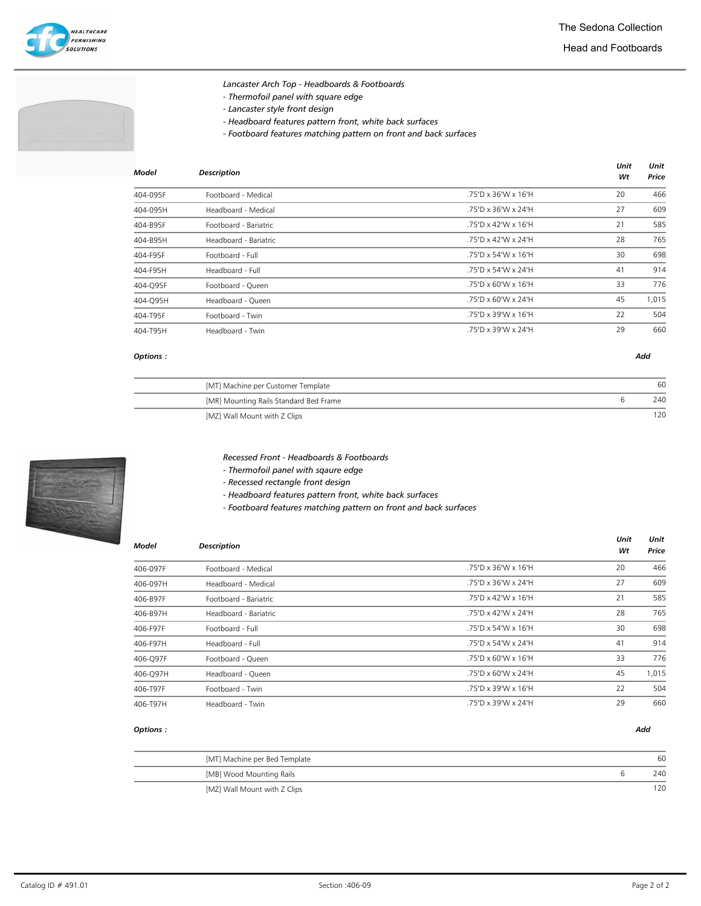## Lancaster Arch Top - Headboards & Footboards

- Thermofoil panel with square edge
- Lancaster style front design
- Headboard features pattern front, white back surfaces
- Footboard features matching pattern on front and back surfaces

| Model | Description | | Unit Wt | Unit Price |
|---|---|---|---|---|
| 404-095F | Footboard - Medical | .75'D x 36'W x 16'H | 20 | 466 |
| 404-095H | Headboard - Medical | .75'D x 36'W x 24'H | 27 | 609 |
| 404-B95F | Footboard - Bariatric | .75'D x 42'W x 16'H | 21 | 585 |
| 404-B95H | Headboard - Bariatric | .75'D x 42'W x 24'H | 28 | 765 |
| 404-F95F | Footboard - Full | .75'D x 54'W x 16'H | 30 | 698 |
| 404-F95H | Headboard - Full | .75'D x 54'W x 24'H | 41 | 914 |
| 404-Q95F | Footboard - Queen | .75'D x 60'W x 16'H | 33 | 776 |
| 404-Q95H | Headboard - Queen | .75'D x 60'W x 24'H | 45 | 1,015 |
| 404-T95F | Footboard - Twin | .75'D x 39'W x 16'H | 22 | 504 |
| 404-T95H | Headboard - Twin | .75'D x 39'W x 24'H | 29 | 660 |

**Options :**

| | Option | Wt | Add |
|---|---|---|---|
| | [MT] Machine per Customer Template | | 60 |
| | [MR] Mounting Rails Standard Bed Frame | 6 | 240 |
| | [MZ] Wall Mount with Z Clips | | 120 |

## Recessed Front - Headboards & Footboards

- Thermofoil panel with sqaure edge
- Recessed rectangle front design
- Headboard features pattern front, white back surfaces
- Footboard features matching pattern on front and back surfaces

| Model | Description | | Unit Wt | Unit Price |
|---|---|---|---|---|
| 406-097F | Footboard - Medical | .75'D x 36'W x 16'H | 20 | 466 |
| 406-097H | Headboard - Medical | .75'D x 36'W x 24'H | 27 | 609 |
| 406-B97F | Footboard - Bariatric | .75'D x 42'W x 16'H | 21 | 585 |
| 406-B97H | Headboard - Bariatric | .75'D x 42'W x 24'H | 28 | 765 |
| 406-F97F | Footboard - Full | .75'D x 54'W x 16'H | 30 | 698 |
| 406-F97H | Headboard - Full | .75'D x 54'W x 24'H | 41 | 914 |
| 406-Q97F | Footboard - Queen | .75'D x 60'W x 16'H | 33 | 776 |
| 406-Q97H | Headboard - Queen | .75'D x 60'W x 24'H | 45 | 1,015 |
| 406-T97F | Footboard - Twin | .75'D x 39'W x 16'H | 22 | 504 |
| 406-T97H | Headboard - Twin | .75'D x 39'W x 24'H | 29 | 660 |

**Options :**

| | Option | Wt | Add |
|---|---|---|---|
| | [MT] Machine per Bed Template | | 60 |
| | [MB] Wood Mounting Rails | 6 | 240 |
| | [MZ] Wall Mount with Z Clips | | 120 |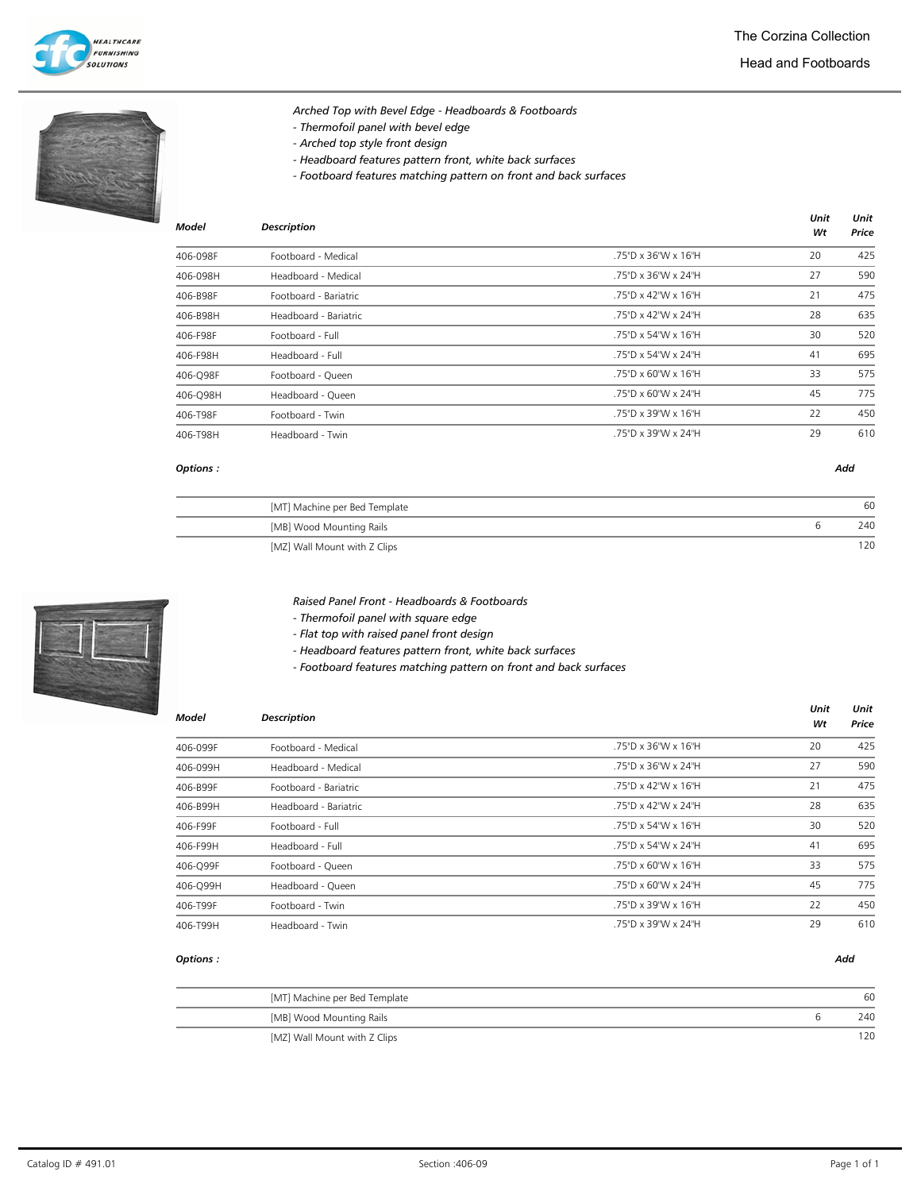The Corzina Collection

Head and Footboards

*Arched Top with Bevel Edge - Headboards & Footboards*
- *Thermofoil panel with bevel edge*
- *Arched top style front design*
- *Headboard features pattern front, white back surfaces*
- *Footboard features matching pattern on front and back surfaces*

| ***Model*** | ***Description*** | | ***Unit Wt*** | ***Unit Price*** |
|---|---|---|---|---|
| 406-098F | Footboard - Medical | .75'D x 36'W x 16'H | 20 | 425 |
| 406-098H | Headboard - Medical | .75'D x 36'W x 24'H | 27 | 590 |
| 406-B98F | Footboard - Bariatric | .75'D x 42'W x 16'H | 21 | 475 |
| 406-B98H | Headboard - Bariatric | .75'D x 42'W x 24'H | 28 | 635 |
| 406-F98F | Footboard - Full | .75'D x 54'W x 16'H | 30 | 520 |
| 406-F98H | Headboard - Full | .75'D x 54'W x 24'H | 41 | 695 |
| 406-Q98F | Footboard - Queen | .75'D x 60'W x 16'H | 33 | 575 |
| 406-Q98H | Headboard - Queen | .75'D x 60'W x 24'H | 45 | 775 |
| 406-T98F | Footboard - Twin | .75'D x 39'W x 16'H | 22 | 450 |
| 406-T98H | Headboard - Twin | .75'D x 39'W x 24'H | 29 | 610 |

| ***Options :*** | | | ***Add*** |
|---|---|---|---|
| | [MT] Machine per Bed Template | | 60 |
| | [MB] Wood Mounting Rails | 6 | 240 |
| | [MZ] Wall Mount with Z Clips | | 120 |

*Raised Panel Front - Headboards & Footboards*
- *Thermofoil panel with square edge*
- *Flat top with raised panel front design*
- *Headboard features pattern front, white back surfaces*
- *Footboard features matching pattern on front and back surfaces*

| ***Model*** | ***Description*** | | ***Unit Wt*** | ***Unit Price*** |
|---|---|---|---|---|
| 406-099F | Footboard - Medical | .75'D x 36'W x 16'H | 20 | 425 |
| 406-099H | Headboard - Medical | .75'D x 36'W x 24'H | 27 | 590 |
| 406-B99F | Footboard - Bariatric | .75'D x 42'W x 16'H | 21 | 475 |
| 406-B99H | Headboard - Bariatric | .75'D x 42'W x 24'H | 28 | 635 |
| 406-F99F | Footboard - Full | .75'D x 54'W x 16'H | 30 | 520 |
| 406-F99H | Headboard - Full | .75'D x 54'W x 24'H | 41 | 695 |
| 406-Q99F | Footboard - Queen | .75'D x 60'W x 16'H | 33 | 575 |
| 406-Q99H | Headboard - Queen | .75'D x 60'W x 24'H | 45 | 775 |
| 406-T99F | Footboard - Twin | .75'D x 39'W x 16'H | 22 | 450 |
| 406-T99H | Headboard - Twin | .75'D x 39'W x 24'H | 29 | 610 |

| ***Options :*** | | | ***Add*** |
|---|---|---|---|
| | [MT] Machine per Bed Template | | 60 |
| | [MB] Wood Mounting Rails | 6 | 240 |
| | [MZ] Wall Mount with Z Clips | | 120 |

Catalog ID # 491.01 Section :406-09